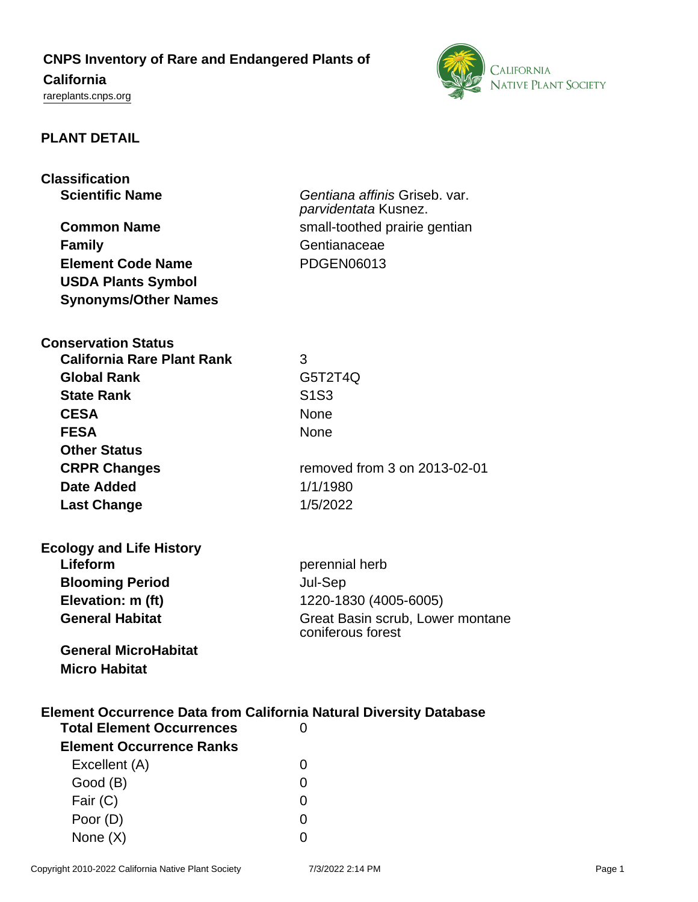# CNPS Inventory of Rare and Endangered Plants of California

rareplants.cnps.org

## PLANT DETAIL

### Classification

| | |
|---|---|
| **Scientific Name** | *Gentiana affinis* Griseb. var. *parvidentata* Kusnez. |
| **Common Name** | small-toothed prairie gentian |
| **Family** | Gentianaceae |
| **Element Code Name** | PDGEN06013 |
| **USDA Plants Symbol** | |
| **Synonyms/Other Names** | |

### Conservation Status

| | |
|---|---|
| **California Rare Plant Rank** | 3 |
| **Global Rank** | G5T2T4Q |
| **State Rank** | S1S3 |
| **CESA** | None |
| **FESA** | None |
| **Other Status** | |
| **CRPR Changes** | removed from 3 on 2013-02-01 |
| **Date Added** | 1/1/1980 |
| **Last Change** | 1/5/2022 |

### Ecology and Life History

| | |
|---|---|
| **Lifeform** | perennial herb |
| **Blooming Period** | Jul-Sep |
| **Elevation: m (ft)** | 1220-1830 (4005-6005) |
| **General Habitat** | Great Basin scrub, Lower montane coniferous forest |
| **General MicroHabitat** | |
| **Micro Habitat** | |

### Element Occurrence Data from California Natural Diversity Database

| | |
|---|---|
| **Total Element Occurrences** | 0 |
| **Element Occurrence Ranks** | |
| Excellent (A) | 0 |
| Good (B) | 0 |
| Fair (C) | 0 |
| Poor (D) | 0 |
| None (X) | 0 |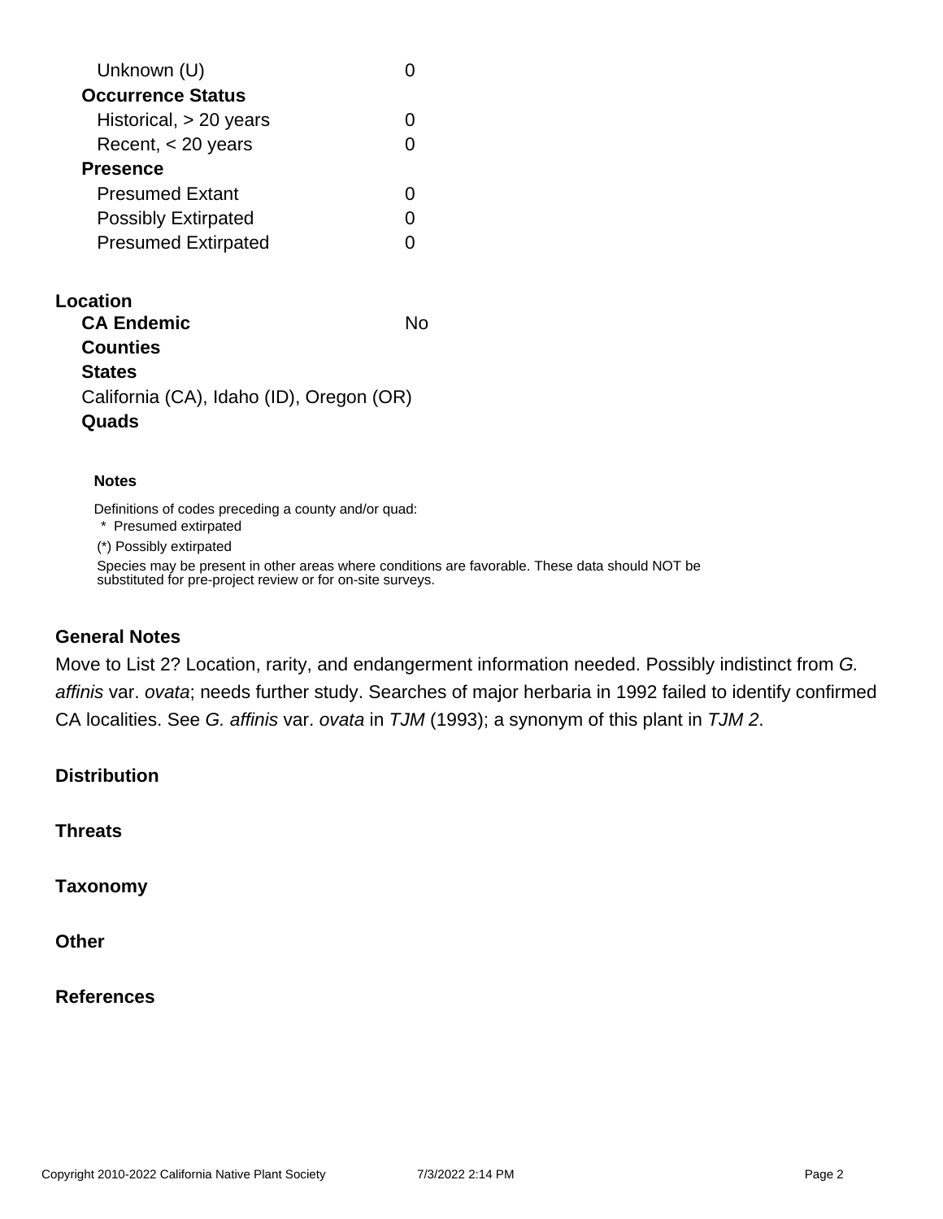| | |
|---|---|
| Unknown (U) | 0 |
| **Occurrence Status** | |
| Historical, > 20 years | 0 |
| Recent, < 20 years | 0 |
| **Presence** | |
| Presumed Extant | 0 |
| Possibly Extirpated | 0 |
| Presumed Extirpated | 0 |

## Location

**CA Endemic** No

**Counties**

**States**

California (CA), Idaho (ID), Oregon (OR)

**Quads**

**Notes**

Definitions of codes preceding a county and/or quad:

* Presumed extirpated

(*) Possibly extirpated

Species may be present in other areas where conditions are favorable. These data should NOT be substituted for pre-project review or for on-site surveys.

## General Notes

Move to List 2? Location, rarity, and endangerment information needed. Possibly indistinct from *G. affinis* var. *ovata*; needs further study. Searches of major herbaria in 1992 failed to identify confirmed CA localities. See *G. affinis* var. *ovata* in *TJM* (1993); a synonym of this plant in *TJM 2*.

## Distribution

## Threats

## Taxonomy

## Other

## References